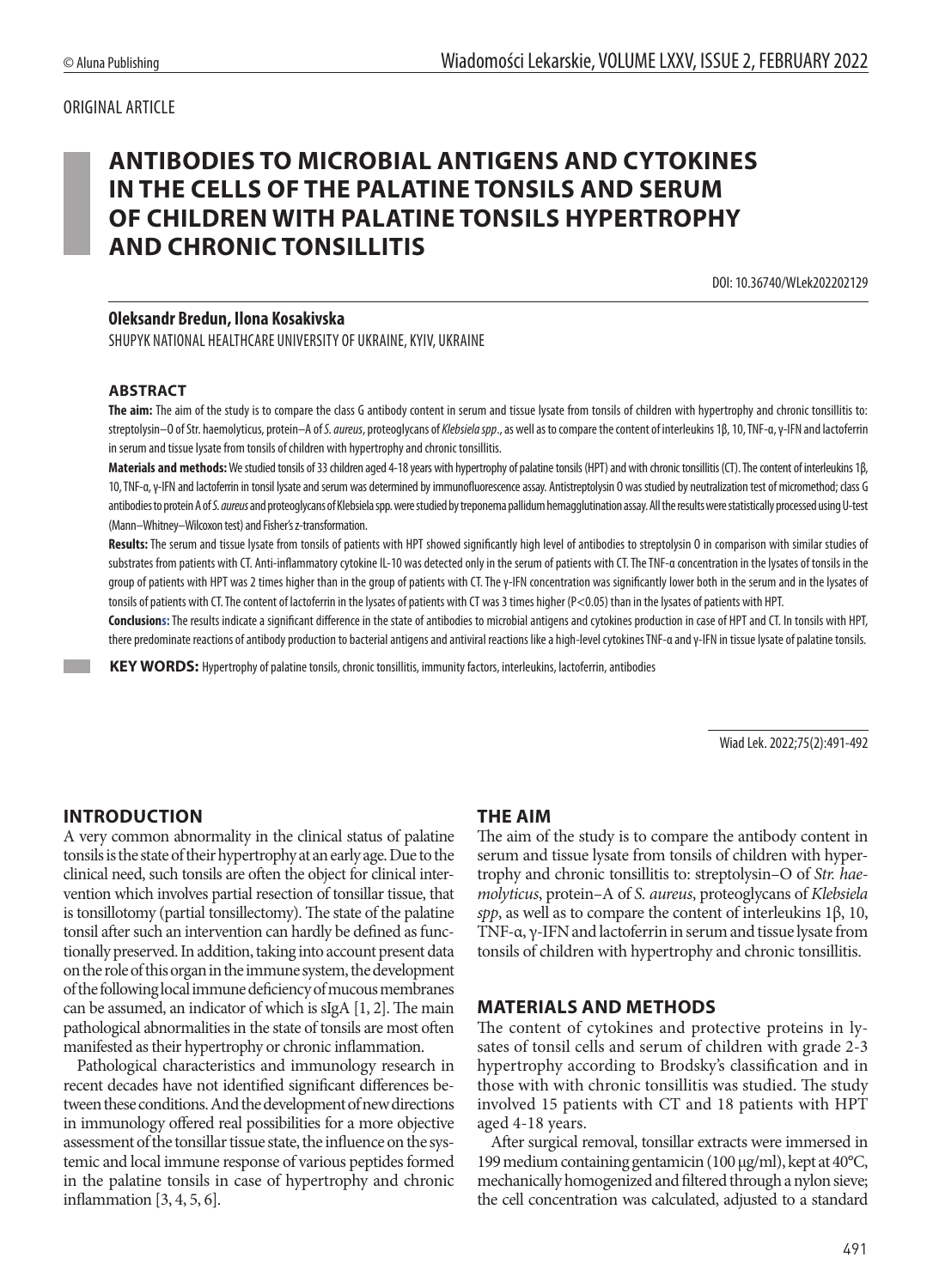ORIGINAL ARTICLE

# ANTIBODIES TO MICROBIAL ANTIGENS AND CYTOKINES IN THE CELLS OF THE PALATINE TONSILS AND SERUM OF CHILDREN WITH PALATINE TONSILS HYPERTROPHY AND CHRONIC TONSILLITIS

DOI: 10.36740/WLek202202129

**Oleksandr Bredun, Ilona Kosakivska**

SHUPYK NATIONAL HEALTHCARE UNIVERSITY OF UKRAINE, KYIV, UKRAINE

## ABSTRACT

**The aim:** The aim of the study is to compare the class G antibody content in serum and tissue lysate from tonsils of children with hypertrophy and chronic tonsillitis to: streptolysin–O of Str. haemolyticus, protein–A of *S. aureus*, proteoglycans of *Klebsiela spp.*, as well as to compare the content of interleukins 1β, 10, TNF-α, γ-IFN and lactoferrin in serum and tissue lysate from tonsils of children with hypertrophy and chronic tonsillitis.

**Materials and methods:** We studied tonsils of 33 children aged 4-18 years with hypertrophy of palatine tonsils (HPT) and with chronic tonsillitis (CT). The content of interleukins 1β, 10, TNF-α, γ-IFN and lactoferrin in tonsil lysate and serum was determined by immunofluorescence assay. Antistreptolysin O was studied by neutralization test of micromethod; class G antibodies to protein A of *S. aureus* and proteoglycans of Klebsiela spp. were studied by treponema pallidum hemagglutination assay. All the results were statistically processed using U-test (Mann–Whitney–Wilcoxon test) and Fisher's z-transformation.

**Results:** The serum and tissue lysate from tonsils of patients with HPT showed significantly high level of antibodies to streptolysin O in comparison with similar studies of substrates from patients with CT. Anti-inflammatory cytokine IL-10 was detected only in the serum of patients with CT. The TNF-α concentration in the lysates of tonsils in the group of patients with HPT was 2 times higher than in the group of patients with CT. The γ-IFN concentration was significantly lower both in the serum and in the lysates of tonsils of patients with CT. The content of lactoferrin in the lysates of patients with CT was 3 times higher ($P<0.05$) than in the lysates of patients with HPT.

**Conclusions:** The results indicate a significant difference in the state of antibodies to microbial antigens and cytokines production in case of HPT and CT. In tonsils with HPT, there predominate reactions of antibody production to bacterial antigens and antiviral reactions like a high-level cytokines TNF-α and γ-IFN in tissue lysate of palatine tonsils.

**KEY WORDS:** Hypertrophy of palatine tonsils, chronic tonsillitis, immunity factors, interleukins, lactoferrin, antibodies

Wiad Lek. 2022;75(2):491-492

## INTRODUCTION

A very common abnormality in the clinical status of palatine tonsils is the state of their hypertrophy at an early age. Due to the clinical need, such tonsils are often the object for clinical intervention which involves partial resection of tonsillar tissue, that is tonsillotomy (partial tonsillectomy). The state of the palatine tonsil after such an intervention can hardly be defined as functionally preserved. In addition, taking into account present data on the role of this organ in the immune system, the development of the following local immune deficiency of mucous membranes can be assumed, an indicator of which is sIgA [1, 2]. The main pathological abnormalities in the state of tonsils are most often manifested as their hypertrophy or chronic inflammation.

Pathological characteristics and immunology research in recent decades have not identified significant differences between these conditions. And the development of new directions in immunology offered real possibilities for a more objective assessment of the tonsillar tissue state, the influence on the systemic and local immune response of various peptides formed in the palatine tonsils in case of hypertrophy and chronic inflammation [3, 4, 5, 6].

## THE AIM

The aim of the study is to compare the antibody content in serum and tissue lysate from tonsils of children with hypertrophy and chronic tonsillitis to: streptolysin–O of *Str. haemolyticus*, protein–A of *S. aureus*, proteoglycans of *Klebsiela spp*, as well as to compare the content of interleukins 1β, 10, TNF-α, γ-IFN and lactoferrin in serum and tissue lysate from tonsils of children with hypertrophy and chronic tonsillitis.

## MATERIALS AND METHODS

The content of cytokines and protective proteins in lysates of tonsil cells and serum of children with grade 2-3 hypertrophy according to Brodsky's classification and in those with chronic tonsillitis was studied. The study involved 15 patients with CT and 18 patients with HPT aged 4-18 years.

After surgical removal, tonsillar extracts were immersed in 199 medium containing gentamicin (100 μg/ml), kept at 40°C, mechanically homogenized and filtered through a nylon sieve; the cell concentration was calculated, adjusted to a standard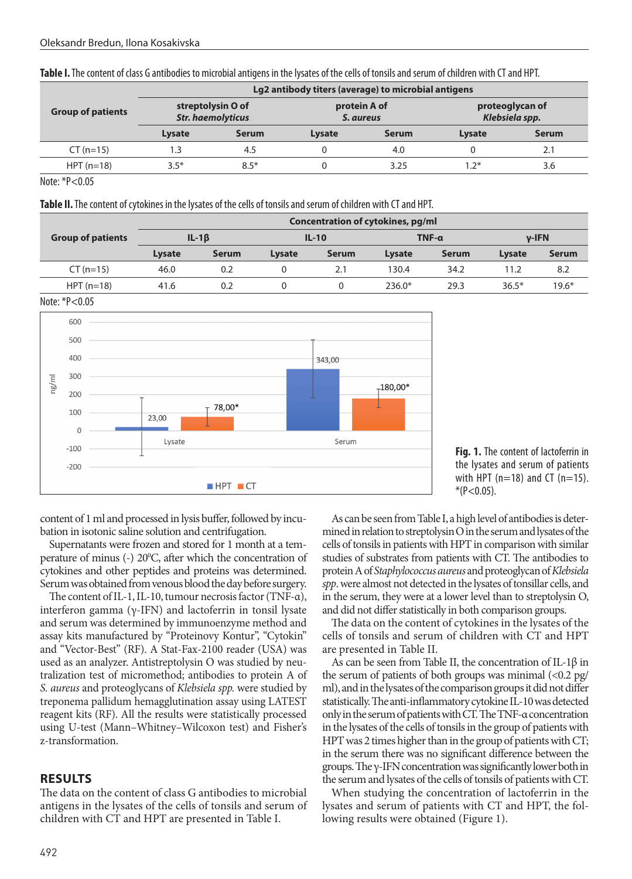**Table I.** The content of class G antibodies to microbial antigens in the lysates of the cells of tonsils and serum of children with CT and HPT.

| Group of patients | Lg2 antibody titers (average) to microbial antigens | | | | | |
|---|---|---|---|---|---|---|
| | streptolysin O of *Str. haemolyticus* | | protein A of *S. aureus* | | proteoglycan of *Klebsiela spp.* | |
| | Lysate | Serum | Lysate | Serum | Lysate | Serum |
| CT (n=15) | 1.3 | 4.5 | 0 | 4.0 | 0 | 2.1 |
| HPT (n=18) | 3.5* | 8.5* | 0 | 3.25 | 1.2* | 3.6 |

Note: *P<0.05

**Table II.** The content of cytokines in the lysates of the cells of tonsils and serum of children with CT and HPT.

| Group of patients | Concentration of cytokines, pg/ml | | | | | | | |
|---|---|---|---|---|---|---|---|---|
| | IL-1β | | IL-10 | | TNF-α | | γ-IFN | |
| | Lysate | Serum | Lysate | Serum | Lysate | Serum | Lysate | Serum |
| CT (n=15) | 46.0 | 0.2 | 0 | 2.1 | 130.4 | 34.2 | 11.2 | 8.2 |
| HPT (n=18) | 41.6 | 0.2 | 0 | 0 | 236.0* | 29.3 | 36.5* | 19.6* |

Note: *P<0.05

**Fig. 1.** The content of lactoferrin in the lysates and serum of patients with HPT (n=18) and CT (n=15). *(P<0.05).

content of 1 ml and processed in lysis buffer, followed by incubation in isotonic saline solution and centrifugation.

Supernatants were frozen and stored for 1 month at a temperature of minus (-) 20°C, after which the concentration of cytokines and other peptides and proteins was determined. Serum was obtained from venous blood the day before surgery.

The content of IL-1, IL-10, tumour necrosis factor (TNF-α), interferon gamma (γ-IFN) and lactoferrin in tonsil lysate and serum was determined by immunoenzyme method and assay kits manufactured by "Proteinovy Kontur", "Cytokin" and "Vector-Best" (RF). A Stat-Fax-2100 reader (USA) was used as an analyzer. Antistreptolysin O was studied by neutralization test of micromethod; antibodies to protein A of *S. aureus* and proteoglycans of *Klebsiela spp.* were studied by treponema pallidum hemagglutination assay using LATEST reagent kits (RF). All the results were statistically processed using U-test (Mann–Whitney–Wilcoxon test) and Fisher's z-transformation.

## RESULTS

The data on the content of class G antibodies to microbial antigens in the lysates of the cells of tonsils and serum of children with CT and HPT are presented in Table I.

As can be seen from Table I, a high level of antibodies is determined in relation to streptolysin O in the serum and lysates of the cells of tonsils in patients with HPT in comparison with similar studies of substrates from patients with CT. The antibodies to protein A of *Staphylococcus aureus* and proteoglycan of *Klebsiela spp.* were almost not detected in the lysates of tonsillar cells, and in the serum, they were at a lower level than to streptolysin O, and did not differ statistically in both comparison groups.

The data on the content of cytokines in the lysates of the cells of tonsils and serum of children with CT and HPT are presented in Table II.

As can be seen from Table II, the concentration of IL-1β in the serum of patients of both groups was minimal (<0.2 pg/ml), and in the lysates of the comparison groups it did not differ statistically. The anti-inflammatory cytokine IL-10 was detected only in the serum of patients with CT. The TNF-α concentration in the lysates of the cells of tonsils in the group of patients with HPT was 2 times higher than in the group of patients with CT; in the serum there was no significant difference between the groups. The γ-IFN concentration was significantly lower both in the serum and lysates of the cells of tonsils of patients with CT.

When studying the concentration of lactoferrin in the lysates and serum of patients with CT and HPT, the following results were obtained (Figure 1).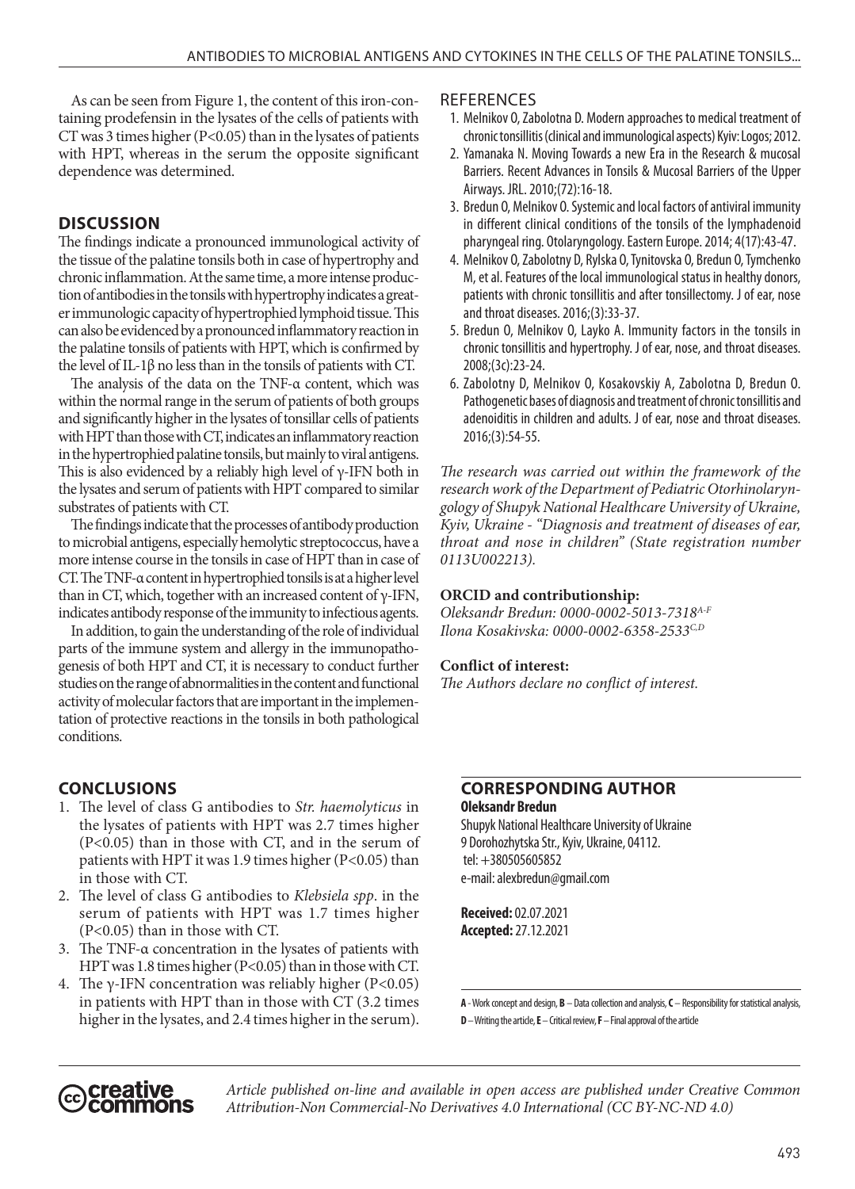As can be seen from Figure 1, the content of this iron-containing prodefensin in the lysates of the cells of patients with CT was 3 times higher (P<0.05) than in the lysates of patients with HPT, whereas in the serum the opposite significant dependence was determined.

## DISCUSSION

The findings indicate a pronounced immunological activity of the tissue of the palatine tonsils both in case of hypertrophy and chronic inflammation. At the same time, a more intense production of antibodies in the tonsils with hypertrophy indicates a greater immunologic capacity of hypertrophied lymphoid tissue. This can also be evidenced by a pronounced inflammatory reaction in the palatine tonsils of patients with HPT, which is confirmed by the level of IL-1β no less than in the tonsils of patients with CT.

The analysis of the data on the TNF-α content, which was within the normal range in the serum of patients of both groups and significantly higher in the lysates of tonsillar cells of patients with HPT than those with CT, indicates an inflammatory reaction in the hypertrophied palatine tonsils, but mainly to viral antigens. This is also evidenced by a reliably high level of γ-IFN both in the lysates and serum of patients with HPT compared to similar substrates of patients with CT.

The findings indicate that the processes of antibody production to microbial antigens, especially hemolytic streptococcus, have a more intense course in the tonsils in case of HPT than in case of CT. The TNF-α content in hypertrophied tonsils is at a higher level than in CT, which, together with an increased content of γ-IFN, indicates antibody response of the immunity to infectious agents.

In addition, to gain the understanding of the role of individual parts of the immune system and allergy in the immunopathogenesis of both HPT and CT, it is necessary to conduct further studies on the range of abnormalities in the content and functional activity of molecular factors that are important in the implementation of protective reactions in the tonsils in both pathological conditions.

## CONCLUSIONS

1. The level of class G antibodies to *Str. haemolyticus* in the lysates of patients with HPT was 2.7 times higher (P<0.05) than in those with CT, and in the serum of patients with HPT it was 1.9 times higher (P<0.05) than in those with CT.
2. The level of class G antibodies to *Klebsiela spp*. in the serum of patients with HPT was 1.7 times higher (P<0.05) than in those with CT.
3. The TNF-α concentration in the lysates of patients with HPT was 1.8 times higher (P<0.05) than in those with CT.
4. The γ-IFN concentration was reliably higher (P<0.05) in patients with HPT than in those with CT (3.2 times higher in the lysates, and 2.4 times higher in the serum).

## REFERENCES

1. Melnikov O, Zabolotna D. Modern approaches to medical treatment of chronic tonsillitis (clinical and immunological aspects) Kyiv: Logos; 2012.
2. Yamanaka N. Moving Towards a new Era in the Research & mucosal Barriers. Recent Advances in Tonsils & Mucosal Barriers of the Upper Airways. JRL. 2010;(72):16-18.
3. Bredun O, Melnikov O. Systemic and local factors of antiviral immunity in different clinical conditions of the tonsils of the lymphadenoid pharyngeal ring. Otolaryngology. Eastern Europe. 2014; 4(17):43-47.
4. Melnikov O, Zabolotny D, Rylska O, Tynitovska O, Bredun O, Tymchenko M, et al. Features of the local immunological status in healthy donors, patients with chronic tonsillitis and after tonsillectomy. J of ear, nose and throat diseases. 2016;(3):33-37.
5. Bredun O, Melnikov O, Layko A. Immunity factors in the tonsils in chronic tonsillitis and hypertrophy. J of ear, nose, and throat diseases. 2008;(3c):23-24.
6. Zabolotny D, Melnikov O, Kosakovskiy A, Zabolotna D, Bredun O. Pathogenetic bases of diagnosis and treatment of chronic tonsillitis and adenoiditis in children and adults. J of ear, nose and throat diseases. 2016;(3):54-55.

*The research was carried out within the framework of the research work of the Department of Pediatric Otorhinolaryngology of Shupyk National Healthcare University of Ukraine, Kyiv, Ukraine - "Diagnosis and treatment of diseases of ear, throat and nose in children" (State registration number 0113U002213).*

**ORCID and contributionship:**

*Oleksandr Bredun: 0000-0002-5013-7318[A-F]*
*Ilona Kosakivska: 0000-0002-6358-2533[C,D]*

**Conflict of interest:**

*The Authors declare no conflict of interest.*

## CORRESPONDING AUTHOR

**Oleksandr Bredun**
Shupyk National Healthcare University of Ukraine
9 Dorohozhytska Str., Kyiv, Ukraine, 04112.
tel: +380505605852
e-mail: alexbredun@gmail.com

**Received:** 02.07.2021
**Accepted:** 27.12.2021

**A** - Work concept and design, **B** – Data collection and analysis, **C** – Responsibility for statistical analysis, **D** – Writing the article, **E** – Critical review, **F** – Final approval of the article

*Article published on-line and available in open access are published under Creative Common Attribution-Non Commercial-No Derivatives 4.0 International (CC BY-NC-ND 4.0)*